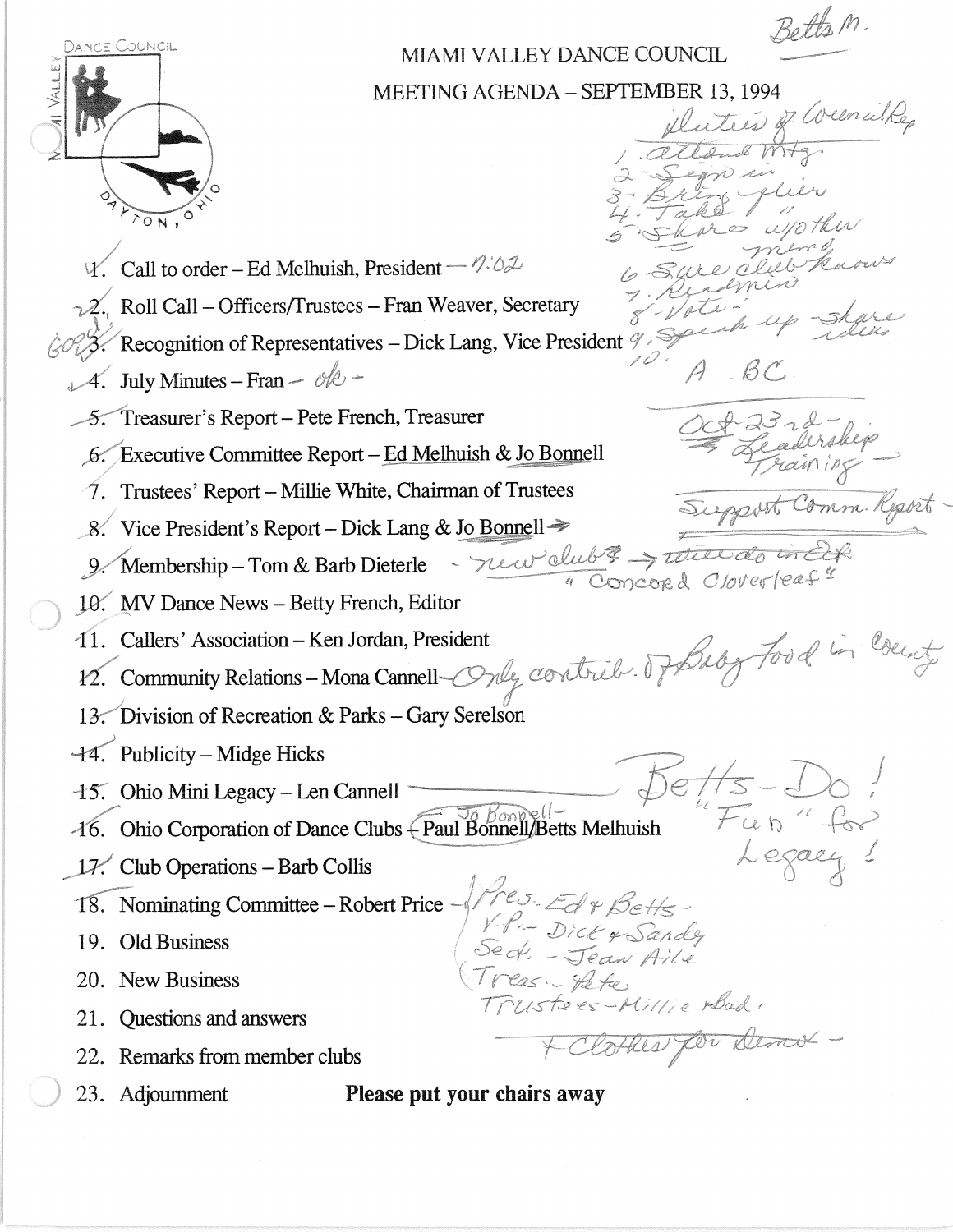Betts M.

# MIAMI VALLEY DANCE COUNCIL

## MEETING AGENDA – SEPTEMBER 13, 1994

Duties of Council Rep
1. attend mtg
2. Sign in
3. Bring flier
4. Take "
5. Share w/other mem
6. Sure club knows
7. Read min
8. Vote
9. Speak up - share ideas
10. A BC

Oct 23rd - Leadership Training

Support Comm. Report

1. Call to order – Ed Melhuish, President — 7:02
2. Roll Call – Officers/Trustees – Fran Weaver, Secretary
3. Recognition of Representatives – Dick Lang, Vice President
4. July Minutes – Fran — ok —
5. Treasurer's Report – Pete French, Treasurer
6. Executive Committee Report – Ed Melhuish & Jo Bonnell
7. Trustees' Report – Millie White, Chairman of Trustees
8. Vice President's Report – Dick Lang & Jo Bonnell →
9. Membership – Tom & Barb Dieterle - new clubs → ~~\_\_\_ in \_\_\_~~ "Concord Cloverleaf"
10. MV Dance News – Betty French, Editor
11. Callers' Association – Ken Jordan, President
12. Community Relations – Mona Cannell — Only contrib. of Baby food in County
13. Division of Recreation & Parks – Gary Serelson
14. Publicity – Midge Hicks
15. Ohio Mini Legacy – Len Cannell —— Betts - Do! "Fun" for Legacy!
16. Ohio Corporation of Dance Clubs – ~~Paul Bonnell~~ Jo Bonnell/Betts Melhuish
17. Club Operations – Barb Collis
18. Nominating Committee – Robert Price — Pres. Ed & Betts - V.P. - Dick & Sandy, Sect. - Jean Aile, Treas. - Pete, Trustees - Millie & Bud.
19. Old Business
20. New Business
21. Questions and answers
22. Remarks from member clubs — + Clothes for Demo —
23. Adjournment

**Please put your chairs away**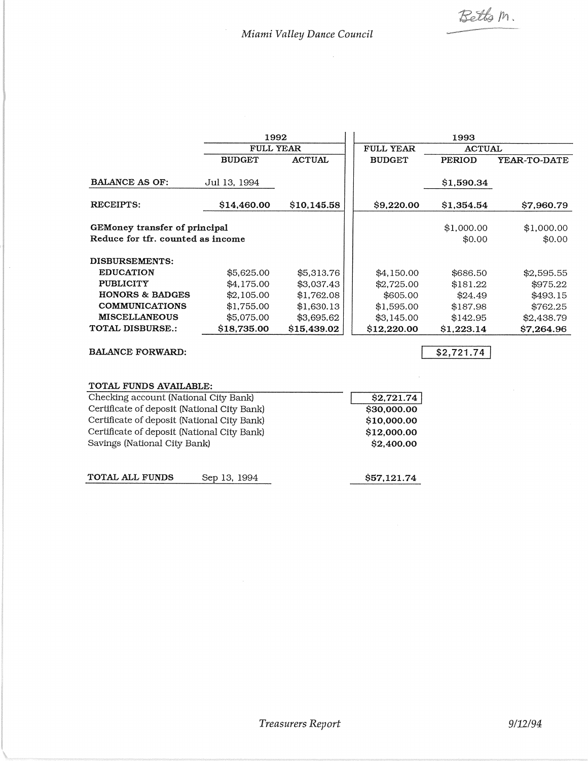Betts M.

*Miami Valley Dance Council*

| | 1992 | | 1993 | | |
|---|---|---|---|---|---|
| | FULL YEAR | | FULL YEAR | ACTUAL | |
| | BUDGET | ACTUAL | BUDGET | PERIOD | YEAR-TO-DATE |
| **BALANCE AS OF:** | Jul 13, 1994 | | | $1,590.34 | |
| **RECEIPTS:** | $14,460.00 | $10,145.58 | $9,220.00 | $1,354.54 | $7,960.79 |
| **GEMoney transfer of principal** | | | | $1,000.00 | $1,000.00 |
| **Reduce for tfr. counted as income** | | | | $0.00 | $0.00 |
| **DISBURSEMENTS:** | | | | | |
| **EDUCATION** | $5,625.00 | $5,313.76 | $4,150.00 | $686.50 | $2,595.55 |
| **PUBLICITY** | $4,175.00 | $3,037.43 | $2,725.00 | $181.22 | $975.22 |
| **HONORS & BADGES** | $2,105.00 | $1,762.08 | $605.00 | $24.49 | $493.15 |
| **COMMUNICATIONS** | $1,755.00 | $1,630.13 | $1,595.00 | $187.98 | $762.25 |
| **MISCELLANEOUS** | $5,075.00 | $3,695.62 | $3,145.00 | $142.95 | $2,438.79 |
| **TOTAL DISBURSE.:** | $18,735.00 | $15,439.02 | $12,220.00 | $1,223.14 | $7,264.96 |
| **BALANCE FORWARD:** | | | | $2,721.74 | |

| **TOTAL FUNDS AVAILABLE:** | |
|---|---|
| Checking account (National City Bank) | $2,721.74 |
| Certificate of deposit (National City Bank) | $30,000.00 |
| Certificate of deposit (National City Bank) | $10,000.00 |
| Certificate of deposit (National City Bank) | $12,000.00 |
| Savings (National City Bank) | $2,400.00 |
| **TOTAL ALL FUNDS** Sep 13, 1994 | $57,121.74 |

*Treasurers Report* 9/12/94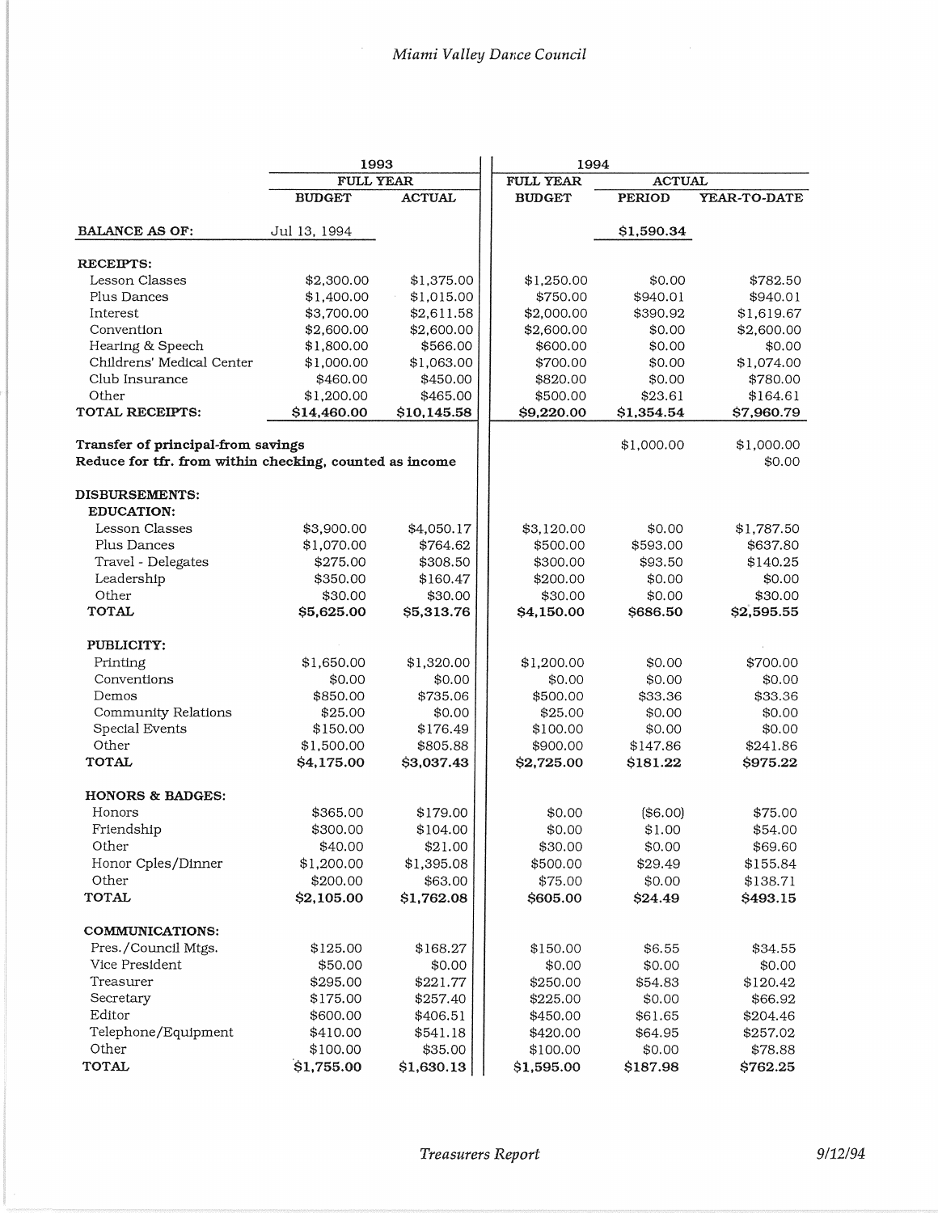| | 1993 | | 1994 | | |
|---|---|---|---|---|---|
| | FULL YEAR | | FULL YEAR | ACTUAL | |
| | BUDGET | ACTUAL | BUDGET | PERIOD | YEAR-TO-DATE |
| **BALANCE AS OF:** | Jul 13, 1994 | | | $1,590.34 | |
| **RECEIPTS:** | | | | | |
| Lesson Classes | $2,300.00 | $1,375.00 | $1,250.00 | $0.00 | $782.50 |
| Plus Dances | $1,400.00 | $1,015.00 | $750.00 | $940.01 | $940.01 |
| Interest | $3,700.00 | $2,611.58 | $2,000.00 | $390.92 | $1,619.67 |
| Convention | $2,600.00 | $2,600.00 | $2,600.00 | $0.00 | $2,600.00 |
| Hearing & Speech | $1,800.00 | $566.00 | $600.00 | $0.00 | $0.00 |
| Childrens' Medical Center | $1,000.00 | $1,063.00 | $700.00 | $0.00 | $1,074.00 |
| Club Insurance | $460.00 | $450.00 | $820.00 | $0.00 | $780.00 |
| Other | $1,200.00 | $465.00 | $500.00 | $23.61 | $164.61 |
| **TOTAL RECEIPTS:** | **$14,460.00** | **$10,145.58** | **$9,220.00** | **$1,354.54** | **$7,960.79** |
| **Transfer of principal-from savings** | | | | $1,000.00 | $1,000.00 |
| **Reduce for tfr. from within checking, counted as income** | | | | | $0.00 |
| **DISBURSEMENTS:** | | | | | |
| **EDUCATION:** | | | | | |
| Lesson Classes | $3,900.00 | $4,050.17 | $3,120.00 | $0.00 | $1,787.50 |
| Plus Dances | $1,070.00 | $764.62 | $500.00 | $593.00 | $637.80 |
| Travel - Delegates | $275.00 | $308.50 | $300.00 | $93.50 | $140.25 |
| Leadership | $350.00 | $160.47 | $200.00 | $0.00 | $0.00 |
| Other | $30.00 | $30.00 | $30.00 | $0.00 | $30.00 |
| **TOTAL** | **$5,625.00** | **$5,313.76** | **$4,150.00** | **$686.50** | **$2,595.55** |
| **PUBLICITY:** | | | | | |
| Printing | $1,650.00 | $1,320.00 | $1,200.00 | $0.00 | $700.00 |
| Conventions | $0.00 | $0.00 | $0.00 | $0.00 | $0.00 |
| Demos | $850.00 | $735.06 | $500.00 | $33.36 | $33.36 |
| Community Relations | $25.00 | $0.00 | $25.00 | $0.00 | $0.00 |
| Special Events | $150.00 | $176.49 | $100.00 | $0.00 | $0.00 |
| Other | $1,500.00 | $805.88 | $900.00 | $147.86 | $241.86 |
| **TOTAL** | **$4,175.00** | **$3,037.43** | **$2,725.00** | **$181.22** | **$975.22** |
| **HONORS & BADGES:** | | | | | |
| Honors | $365.00 | $179.00 | $0.00 | ($6.00) | $75.00 |
| Friendship | $300.00 | $104.00 | $0.00 | $1.00 | $54.00 |
| Other | $40.00 | $21.00 | $30.00 | $0.00 | $69.60 |
| Honor Cples/Dinner | $1,200.00 | $1,395.08 | $500.00 | $29.49 | $155.84 |
| Other | $200.00 | $63.00 | $75.00 | $0.00 | $138.71 |
| **TOTAL** | **$2,105.00** | **$1,762.08** | **$605.00** | **$24.49** | **$493.15** |
| **COMMUNICATIONS:** | | | | | |
| Pres./Council Mtgs. | $125.00 | $168.27 | $150.00 | $6.55 | $34.55 |
| Vice President | $50.00 | $0.00 | $0.00 | $0.00 | $0.00 |
| Treasurer | $295.00 | $221.77 | $250.00 | $54.83 | $120.42 |
| Secretary | $175.00 | $257.40 | $225.00 | $0.00 | $66.92 |
| Editor | $600.00 | $406.51 | $450.00 | $61.65 | $204.46 |
| Telephone/Equipment | $410.00 | $541.18 | $420.00 | $64.95 | $257.02 |
| Other | $100.00 | $35.00 | $100.00 | $0.00 | $78.88 |
| **TOTAL** | **$1,755.00** | **$1,630.13** | **$1,595.00** | **$187.98** | **$762.25** |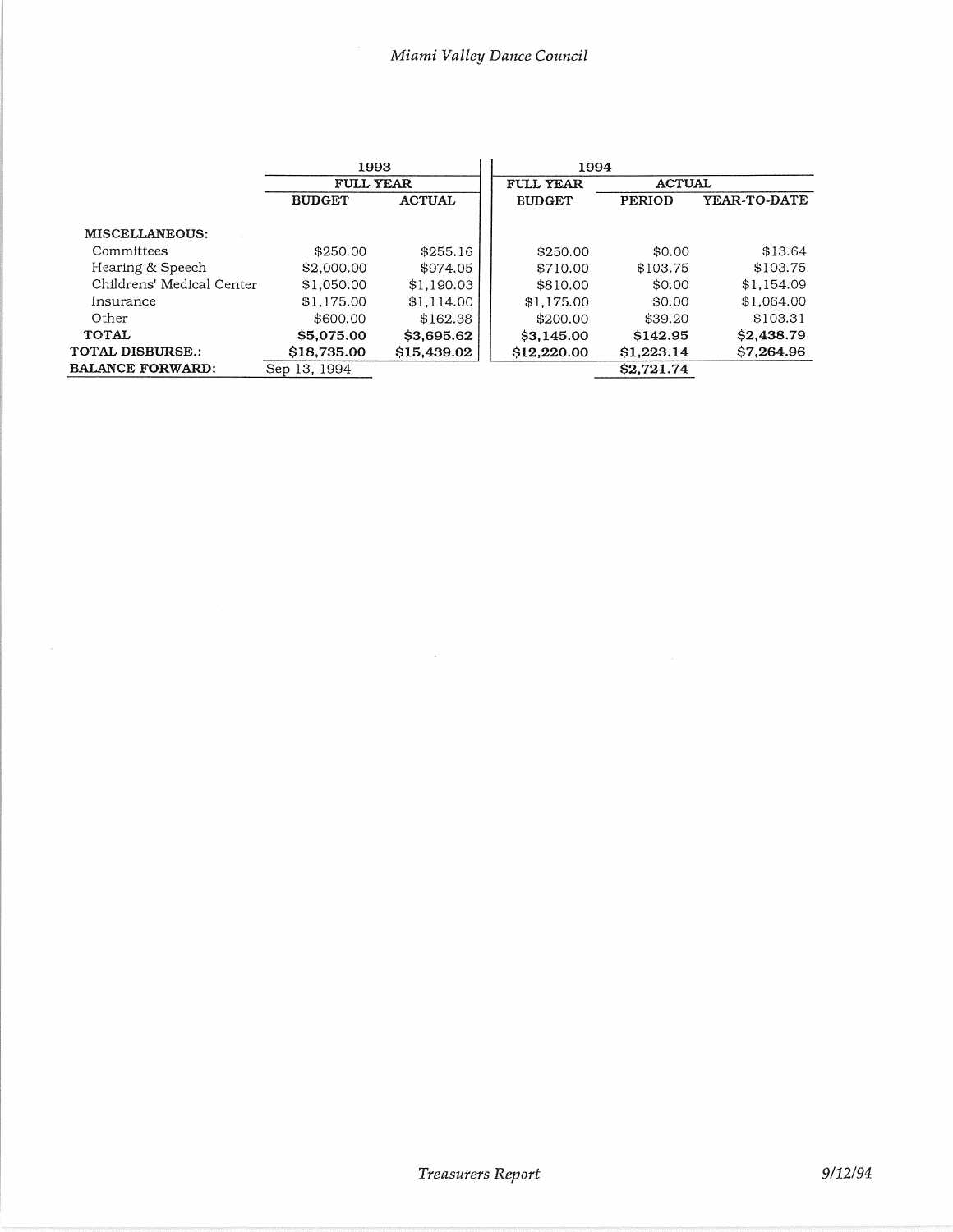| | 1993 | | 1994 | | |
|---|---|---|---|---|---|
| | FULL YEAR | | FULL YEAR | ACTUAL | |
| | BUDGET | ACTUAL | BUDGET | PERIOD | YEAR-TO-DATE |
| **MISCELLANEOUS:** | | | | | |
| Committees | $250.00 | $255.16 | $250.00 | $0.00 | $13.64 |
| Hearing & Speech | $2,000.00 | $974.05 | $710.00 | $103.75 | $103.75 |
| Childrens' Medical Center | $1,050.00 | $1,190.03 | $810.00 | $0.00 | $1,154.09 |
| Insurance | $1,175.00 | $1,114.00 | $1,175.00 | $0.00 | $1,064.00 |
| Other | $600.00 | $162.38 | $200.00 | $39.20 | $103.31 |
| **TOTAL** | **$5,075.00** | **$3,695.62** | **$3,145.00** | **$142.95** | **$2,438.79** |
| **TOTAL DISBURSE.:** | **$18,735.00** | **$15,439.02** | **$12,220.00** | **$1,223.14** | **$7,264.96** |
| **BALANCE FORWARD:** | Sep 13, 1994 | | | **$2,721.74** | |